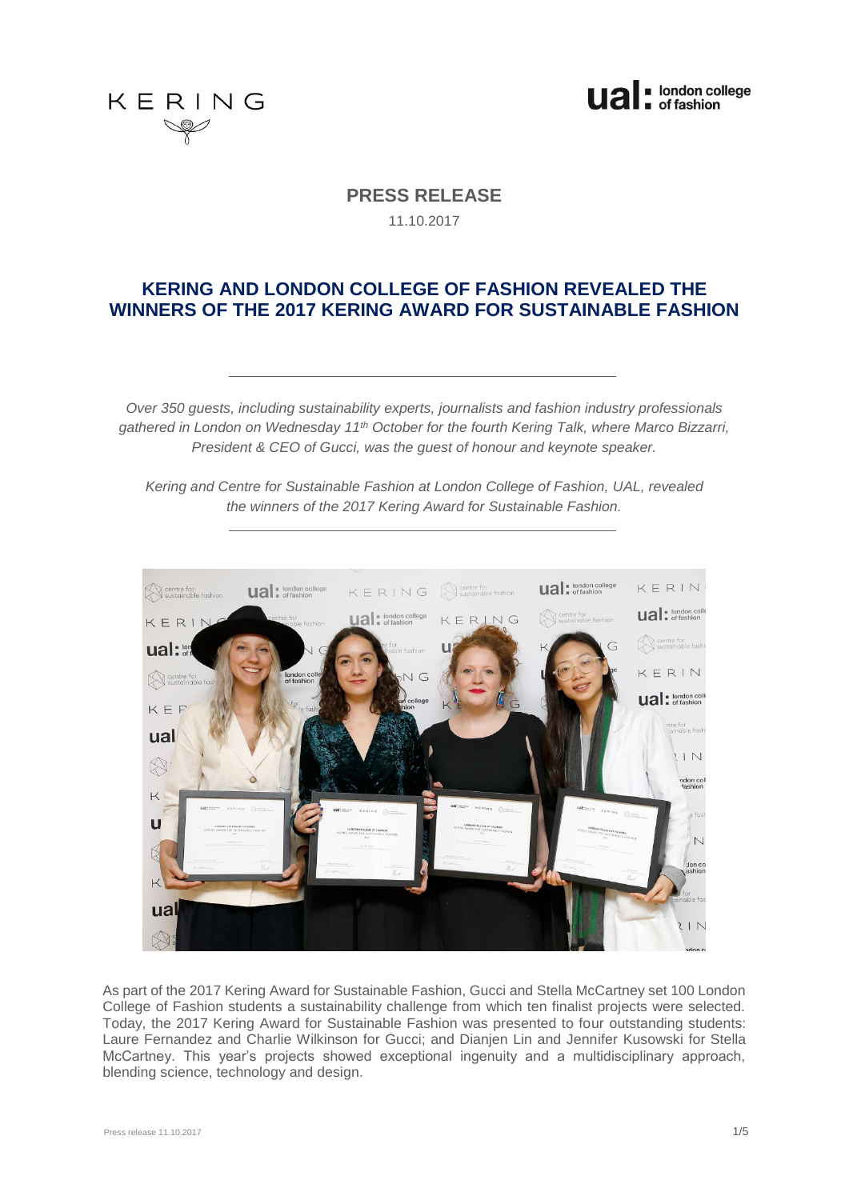**PRESS RELEASE**

11.10.2017

# KERING AND LONDON COLLEGE OF FASHION REVEALED THE WINNERS OF THE 2017 KERING AWARD FOR SUSTAINABLE FASHION

---

*Over 350 guests, including sustainability experts, journalists and fashion industry professionals gathered in London on Wednesday 11th October for the fourth Kering Talk, where Marco Bizzarri, President & CEO of Gucci, was the guest of honour and keynote speaker.*

*Kering and Centre for Sustainable Fashion at London College of Fashion, UAL, revealed the winners of the 2017 Kering Award for Sustainable Fashion.*

---

As part of the 2017 Kering Award for Sustainable Fashion, Gucci and Stella McCartney set 100 London College of Fashion students a sustainability challenge from which ten finalist projects were selected. Today, the 2017 Kering Award for Sustainable Fashion was presented to four outstanding students: Laure Fernandez and Charlie Wilkinson for Gucci; and Dianjen Lin and Jennifer Kusowski for Stella McCartney. This year's projects showed exceptional ingenuity and a multidisciplinary approach, blending science, technology and design.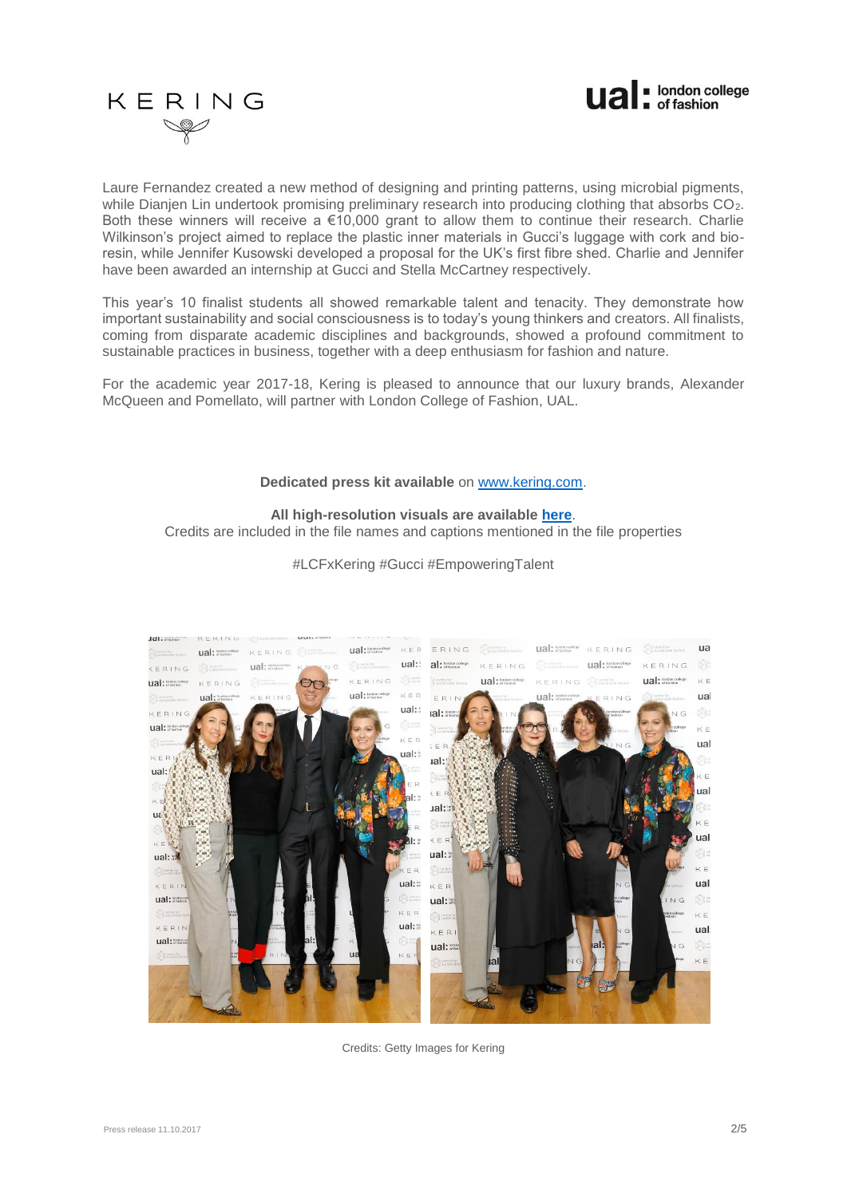Laure Fernandez created a new method of designing and printing patterns, using microbial pigments, while Dianjen Lin undertook promising preliminary research into producing clothing that absorbs $CO_2$. Both these winners will receive a €10,000 grant to allow them to continue their research. Charlie Wilkinson's project aimed to replace the plastic inner materials in Gucci's luggage with cork and bio-resin, while Jennifer Kusowski developed a proposal for the UK's first fibre shed. Charlie and Jennifer have been awarded an internship at Gucci and Stella McCartney respectively.

This year's 10 finalist students all showed remarkable talent and tenacity. They demonstrate how important sustainability and social consciousness is to today's young thinkers and creators. All finalists, coming from disparate academic disciplines and backgrounds, showed a profound commitment to sustainable practices in business, together with a deep enthusiasm for fashion and nature.

For the academic year 2017-18, Kering is pleased to announce that our luxury brands, Alexander McQueen and Pomellato, will partner with London College of Fashion, UAL.

**Dedicated press kit available** on [www.kering.com](www.kering.com).

**All high-resolution visuals are available [here](here)**.
Credits are included in the file names and captions mentioned in the file properties

#LCFxKering #Gucci #EmpoweringTalent

Credits: Getty Images for Kering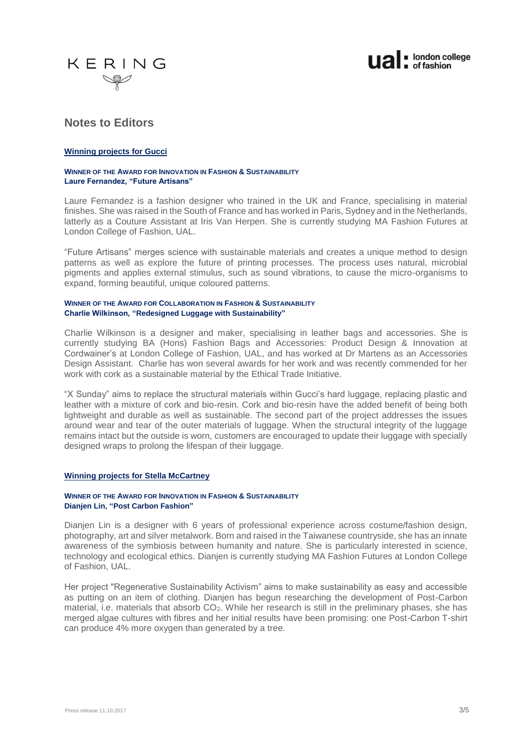## Notes to Editors

### Winning projects for Gucci

**WINNER OF THE AWARD FOR INNOVATION IN FASHION & SUSTAINABILITY**
**Laure Fernandez, "Future Artisans"**

Laure Fernandez is a fashion designer who trained in the UK and France, specialising in material finishes. She was raised in the South of France and has worked in Paris, Sydney and in the Netherlands, latterly as a Couture Assistant at Iris Van Herpen. She is currently studying MA Fashion Futures at London College of Fashion, UAL.

"Future Artisans" merges science with sustainable materials and creates a unique method to design patterns as well as explore the future of printing processes. The process uses natural, microbial pigments and applies external stimulus, such as sound vibrations, to cause the micro-organisms to expand, forming beautiful, unique coloured patterns.

**WINNER OF THE AWARD FOR COLLABORATION IN FASHION & SUSTAINABILITY**
**Charlie Wilkinson, "Redesigned Luggage with Sustainability"**

Charlie Wilkinson is a designer and maker, specialising in leather bags and accessories. She is currently studying BA (Hons) Fashion Bags and Accessories: Product Design & Innovation at Cordwainer's at London College of Fashion, UAL, and has worked at Dr Martens as an Accessories Design Assistant. Charlie has won several awards for her work and was recently commended for her work with cork as a sustainable material by the Ethical Trade Initiative.

"X Sunday" aims to replace the structural materials within Gucci's hard luggage, replacing plastic and leather with a mixture of cork and bio-resin. Cork and bio-resin have the added benefit of being both lightweight and durable as well as sustainable. The second part of the project addresses the issues around wear and tear of the outer materials of luggage. When the structural integrity of the luggage remains intact but the outside is worn, customers are encouraged to update their luggage with specially designed wraps to prolong the lifespan of their luggage.

### Winning projects for Stella McCartney

**WINNER OF THE AWARD FOR INNOVATION IN FASHION & SUSTAINABILITY**
**Dianjen Lin, "Post Carbon Fashion"**

Dianjen Lin is a designer with 6 years of professional experience across costume/fashion design, photography, art and silver metalwork. Born and raised in the Taiwanese countryside, she has an innate awareness of the symbiosis between humanity and nature. She is particularly interested in science, technology and ecological ethics. Dianjen is currently studying MA Fashion Futures at London College of Fashion, UAL.

Her project "Regenerative Sustainability Activism" aims to make sustainability as easy and accessible as putting on an item of clothing. Dianjen has begun researching the development of Post-Carbon material, i.e. materials that absorb $CO_2$. While her research is still in the preliminary phases, she has merged algae cultures with fibres and her initial results have been promising: one Post-Carbon T-shirt can produce 4% more oxygen than generated by a tree.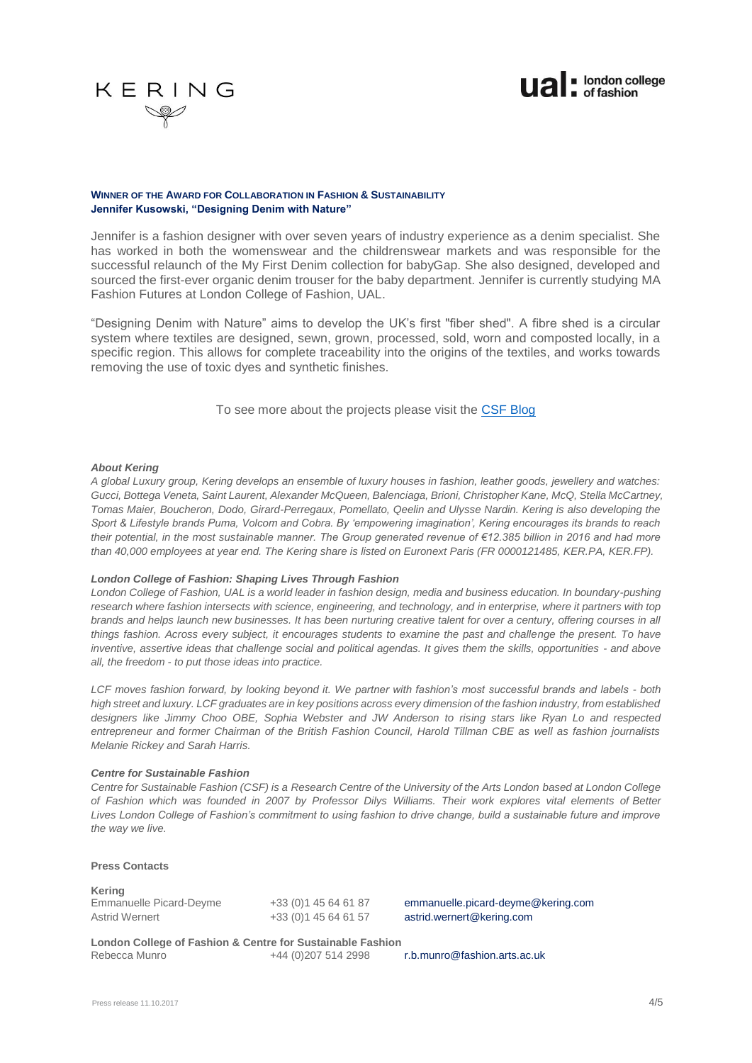**WINNER OF THE AWARD FOR COLLABORATION IN FASHION & SUSTAINABILITY**
**Jennifer Kusowski, "Designing Denim with Nature"**

Jennifer is a fashion designer with over seven years of industry experience as a denim specialist. She has worked in both the womenswear and the childrenswear markets and was responsible for the successful relaunch of the My First Denim collection for babyGap. She also designed, developed and sourced the first-ever organic denim trouser for the baby department. Jennifer is currently studying MA Fashion Futures at London College of Fashion, UAL.

"Designing Denim with Nature" aims to develop the UK's first "fiber shed". A fibre shed is a circular system where textiles are designed, sewn, grown, processed, sold, worn and composted locally, in a specific region. This allows for complete traceability into the origins of the textiles, and works towards removing the use of toxic dyes and synthetic finishes.

To see more about the projects please visit the CSF Blog

***About Kering***

*A global Luxury group, Kering develops an ensemble of luxury houses in fashion, leather goods, jewellery and watches: Gucci, Bottega Veneta, Saint Laurent, Alexander McQueen, Balenciaga, Brioni, Christopher Kane, McQ, Stella McCartney, Tomas Maier, Boucheron, Dodo, Girard-Perregaux, Pomellato, Qeelin and Ulysse Nardin. Kering is also developing the Sport & Lifestyle brands Puma, Volcom and Cobra. By 'empowering imagination', Kering encourages its brands to reach their potential, in the most sustainable manner. The Group generated revenue of €12.385 billion in 2016 and had more than 40,000 employees at year end. The Kering share is listed on Euronext Paris (FR 0000121485, KER.PA, KER.FP).*

***London College of Fashion: Shaping Lives Through Fashion***

*London College of Fashion, UAL is a world leader in fashion design, media and business education. In boundary-pushing research where fashion intersects with science, engineering, and technology, and in enterprise, where it partners with top brands and helps launch new businesses. It has been nurturing creative talent for over a century, offering courses in all things fashion. Across every subject, it encourages students to examine the past and challenge the present. To have inventive, assertive ideas that challenge social and political agendas. It gives them the skills, opportunities - and above all, the freedom - to put those ideas into practice.*

*LCF moves fashion forward, by looking beyond it. We partner with fashion's most successful brands and labels - both high street and luxury. LCF graduates are in key positions across every dimension of the fashion industry, from established designers like Jimmy Choo OBE, Sophia Webster and JW Anderson to rising stars like Ryan Lo and respected entrepreneur and former Chairman of the British Fashion Council, Harold Tillman CBE as well as fashion journalists Melanie Rickey and Sarah Harris.*

***Centre for Sustainable Fashion***

*Centre for Sustainable Fashion (CSF) is a Research Centre of the University of the Arts London based at London College of Fashion which was founded in 2007 by Professor Dilys Williams. Their work explores vital elements of Better Lives London College of Fashion's commitment to using fashion to drive change, build a sustainable future and improve the way we live.*

**Press Contacts**

**Kering**

| | | |
|---|---|---|
| Emmanuelle Picard-Deyme | +33 (0)1 45 64 61 87 | emmanuelle.picard-deyme@kering.com |
| Astrid Wernert | +33 (0)1 45 64 61 57 | astrid.wernert@kering.com |

**London College of Fashion & Centre for Sustainable Fashion**

| | | |
|---|---|---|
| Rebecca Munro | +44 (0)207 514 2998 | r.b.munro@fashion.arts.ac.uk |

Press release 11.10.2017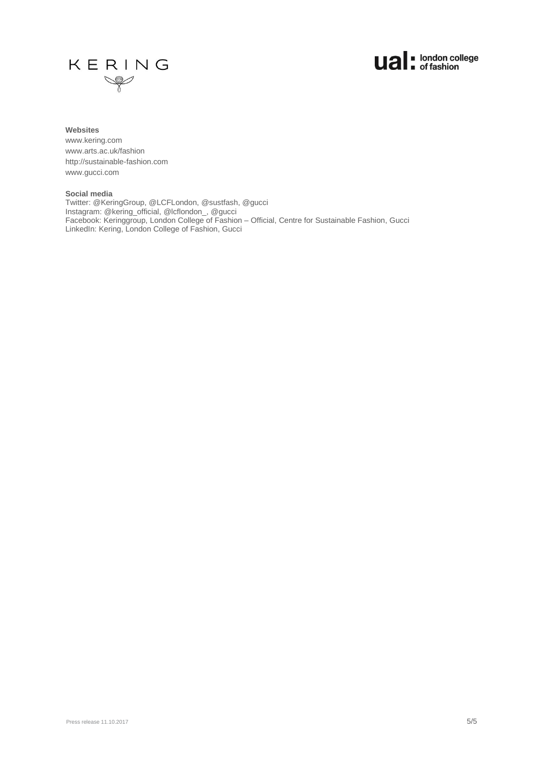**Websites**

www.kering.com
www.arts.ac.uk/fashion
http://sustainable-fashion.com
www.gucci.com

**Social media**

Twitter: @KeringGroup, @LCFLondon, @sustfash, @gucci
Instagram: @kering_official, @lcflondon_, @gucci
Facebook: Keringgroup, London College of Fashion – Official, Centre for Sustainable Fashion, Gucci
LinkedIn: Kering, London College of Fashion, Gucci